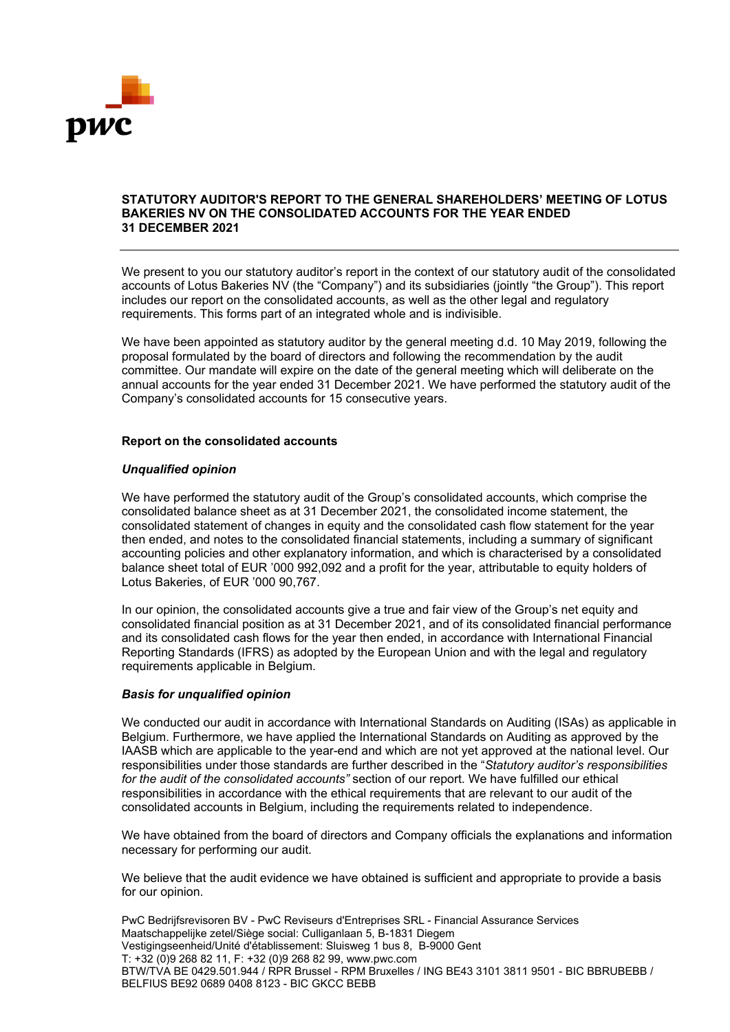**STATUTORY AUDITOR'S REPORT TO THE GENERAL SHAREHOLDERS' MEETING OF LOTUS BAKERIES NV ON THE CONSOLIDATED ACCOUNTS FOR THE YEAR ENDED 31 DECEMBER 2021**

---

We present to you our statutory auditor's report in the context of our statutory audit of the consolidated accounts of Lotus Bakeries NV (the "Company") and its subsidiaries (jointly "the Group"). This report includes our report on the consolidated accounts, as well as the other legal and regulatory requirements. This forms part of an integrated whole and is indivisible.

We have been appointed as statutory auditor by the general meeting d.d. 10 May 2019, following the proposal formulated by the board of directors and following the recommendation by the audit committee. Our mandate will expire on the date of the general meeting which will deliberate on the annual accounts for the year ended 31 December 2021. We have performed the statutory audit of the Company's consolidated accounts for 15 consecutive years.

**Report on the consolidated accounts**

***Unqualified opinion***

We have performed the statutory audit of the Group's consolidated accounts, which comprise the consolidated balance sheet as at 31 December 2021, the consolidated income statement, the consolidated statement of changes in equity and the consolidated cash flow statement for the year then ended, and notes to the consolidated financial statements, including a summary of significant accounting policies and other explanatory information, and which is characterised by a consolidated balance sheet total of EUR '000 992,092 and a profit for the year, attributable to equity holders of Lotus Bakeries, of EUR '000 90,767.

In our opinion, the consolidated accounts give a true and fair view of the Group's net equity and consolidated financial position as at 31 December 2021, and of its consolidated financial performance and its consolidated cash flows for the year then ended, in accordance with International Financial Reporting Standards (IFRS) as adopted by the European Union and with the legal and regulatory requirements applicable in Belgium.

***Basis for unqualified opinion***

We conducted our audit in accordance with International Standards on Auditing (ISAs) as applicable in Belgium. Furthermore, we have applied the International Standards on Auditing as approved by the IAASB which are applicable to the year-end and which are not yet approved at the national level. Our responsibilities under those standards are further described in the "*Statutory auditor's responsibilities for the audit of the consolidated accounts"* section of our report. We have fulfilled our ethical responsibilities in accordance with the ethical requirements that are relevant to our audit of the consolidated accounts in Belgium, including the requirements related to independence.

We have obtained from the board of directors and Company officials the explanations and information necessary for performing our audit.

We believe that the audit evidence we have obtained is sufficient and appropriate to provide a basis for our opinion.

PwC Bedrijfsrevisoren BV - PwC Reviseurs d'Entreprises SRL - Financial Assurance Services
Maatschappelijke zetel/Siège social: Culliganlaan 5, B-1831 Diegem
Vestigingseenheid/Unité d'établissement: Sluisweg 1 bus 8, B-9000 Gent
T: +32 (0)9 268 82 11, F: +32 (0)9 268 82 99, www.pwc.com
BTW/TVA BE 0429.501.944 / RPR Brussel - RPM Bruxelles / ING BE43 3101 3811 9501 - BIC BBRUBEBB / BELFIUS BE92 0689 0408 8123 - BIC GKCC BEBB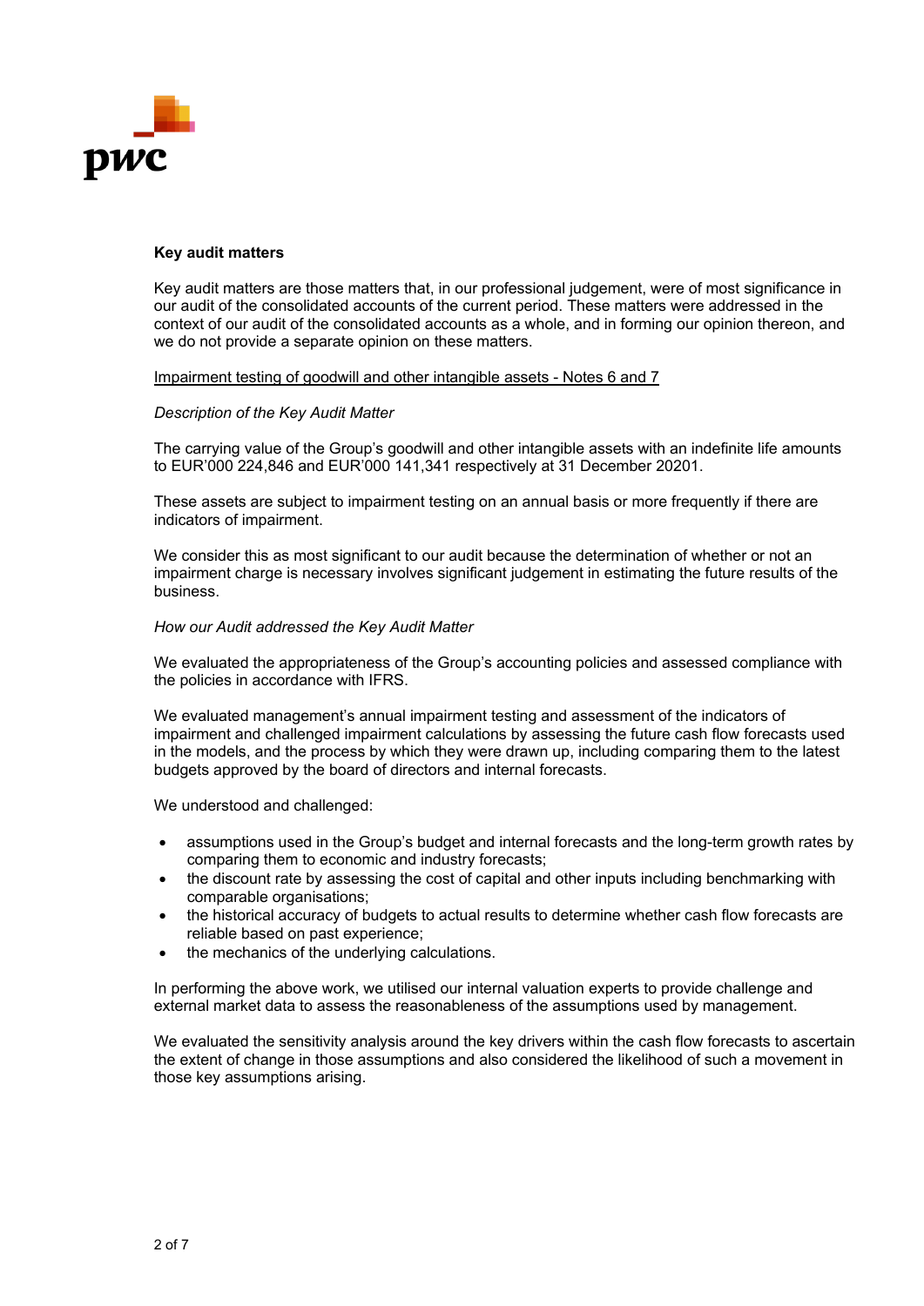**Key audit matters**

Key audit matters are those matters that, in our professional judgement, were of most significance in our audit of the consolidated accounts of the current period. These matters were addressed in the context of our audit of the consolidated accounts as a whole, and in forming our opinion thereon, and we do not provide a separate opinion on these matters.

Impairment testing of goodwill and other intangible assets - Notes 6 and 7

*Description of the Key Audit Matter*

The carrying value of the Group's goodwill and other intangible assets with an indefinite life amounts to EUR'000 224,846 and EUR'000 141,341 respectively at 31 December 20201.

These assets are subject to impairment testing on an annual basis or more frequently if there are indicators of impairment.

We consider this as most significant to our audit because the determination of whether or not an impairment charge is necessary involves significant judgement in estimating the future results of the business.

*How our Audit addressed the Key Audit Matter*

We evaluated the appropriateness of the Group's accounting policies and assessed compliance with the policies in accordance with IFRS.

We evaluated management's annual impairment testing and assessment of the indicators of impairment and challenged impairment calculations by assessing the future cash flow forecasts used in the models, and the process by which they were drawn up, including comparing them to the latest budgets approved by the board of directors and internal forecasts.

We understood and challenged:

- assumptions used in the Group's budget and internal forecasts and the long-term growth rates by comparing them to economic and industry forecasts;
- the discount rate by assessing the cost of capital and other inputs including benchmarking with comparable organisations;
- the historical accuracy of budgets to actual results to determine whether cash flow forecasts are reliable based on past experience;
- the mechanics of the underlying calculations.

In performing the above work, we utilised our internal valuation experts to provide challenge and external market data to assess the reasonableness of the assumptions used by management.

We evaluated the sensitivity analysis around the key drivers within the cash flow forecasts to ascertain the extent of change in those assumptions and also considered the likelihood of such a movement in those key assumptions arising.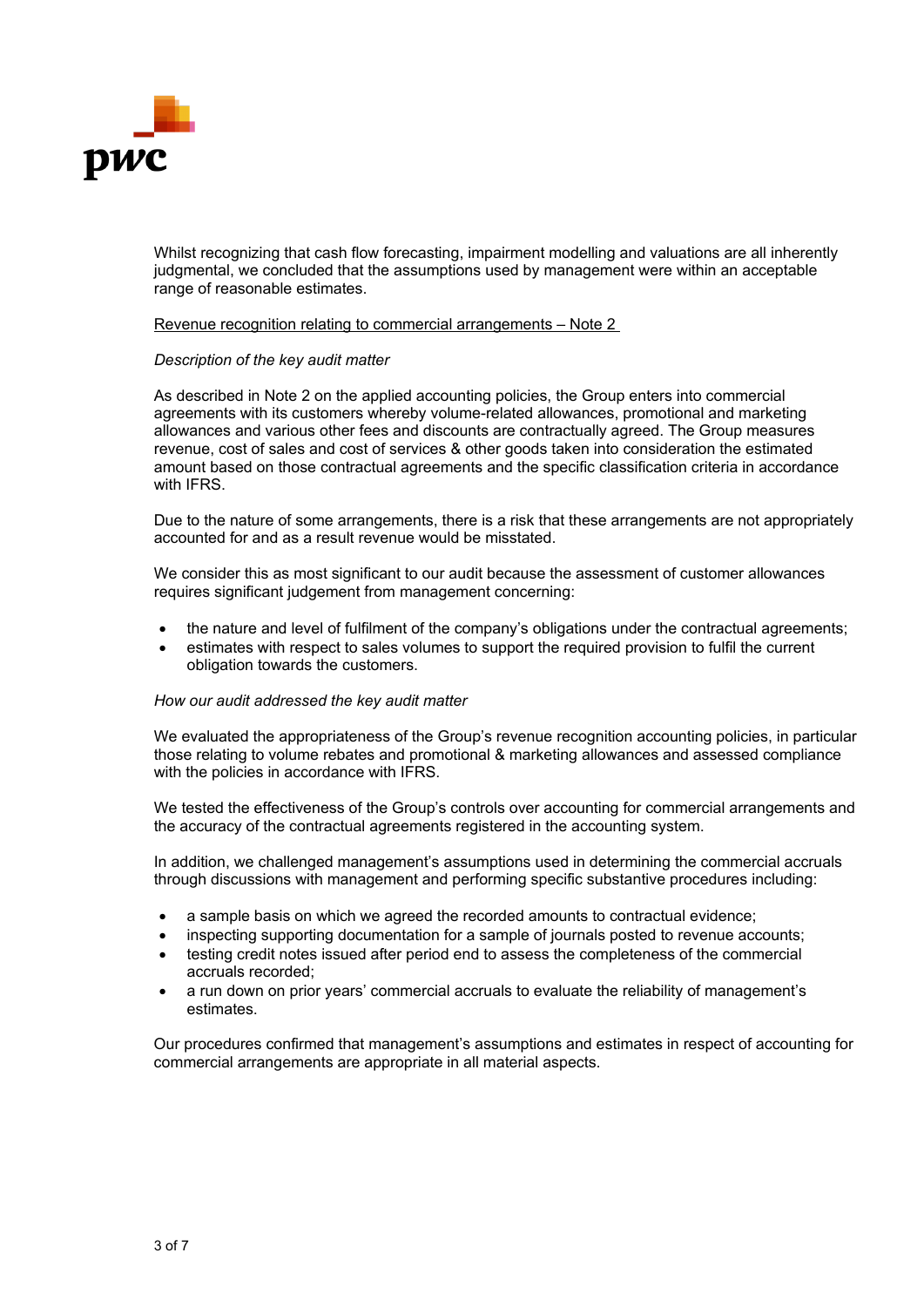Whilst recognizing that cash flow forecasting, impairment modelling and valuations are all inherently judgmental, we concluded that the assumptions used by management were within an acceptable range of reasonable estimates.

Revenue recognition relating to commercial arrangements – Note 2

*Description of the key audit matter*

As described in Note 2 on the applied accounting policies, the Group enters into commercial agreements with its customers whereby volume-related allowances, promotional and marketing allowances and various other fees and discounts are contractually agreed. The Group measures revenue, cost of sales and cost of services & other goods taken into consideration the estimated amount based on those contractual agreements and the specific classification criteria in accordance with IFRS.

Due to the nature of some arrangements, there is a risk that these arrangements are not appropriately accounted for and as a result revenue would be misstated.

We consider this as most significant to our audit because the assessment of customer allowances requires significant judgement from management concerning:

- the nature and level of fulfilment of the company's obligations under the contractual agreements;
- estimates with respect to sales volumes to support the required provision to fulfil the current obligation towards the customers.

*How our audit addressed the key audit matter*

We evaluated the appropriateness of the Group's revenue recognition accounting policies, in particular those relating to volume rebates and promotional & marketing allowances and assessed compliance with the policies in accordance with IFRS.

We tested the effectiveness of the Group's controls over accounting for commercial arrangements and the accuracy of the contractual agreements registered in the accounting system.

In addition, we challenged management's assumptions used in determining the commercial accruals through discussions with management and performing specific substantive procedures including:

- a sample basis on which we agreed the recorded amounts to contractual evidence;
- inspecting supporting documentation for a sample of journals posted to revenue accounts;
- testing credit notes issued after period end to assess the completeness of the commercial accruals recorded;
- a run down on prior years' commercial accruals to evaluate the reliability of management's estimates.

Our procedures confirmed that management's assumptions and estimates in respect of accounting for commercial arrangements are appropriate in all material aspects.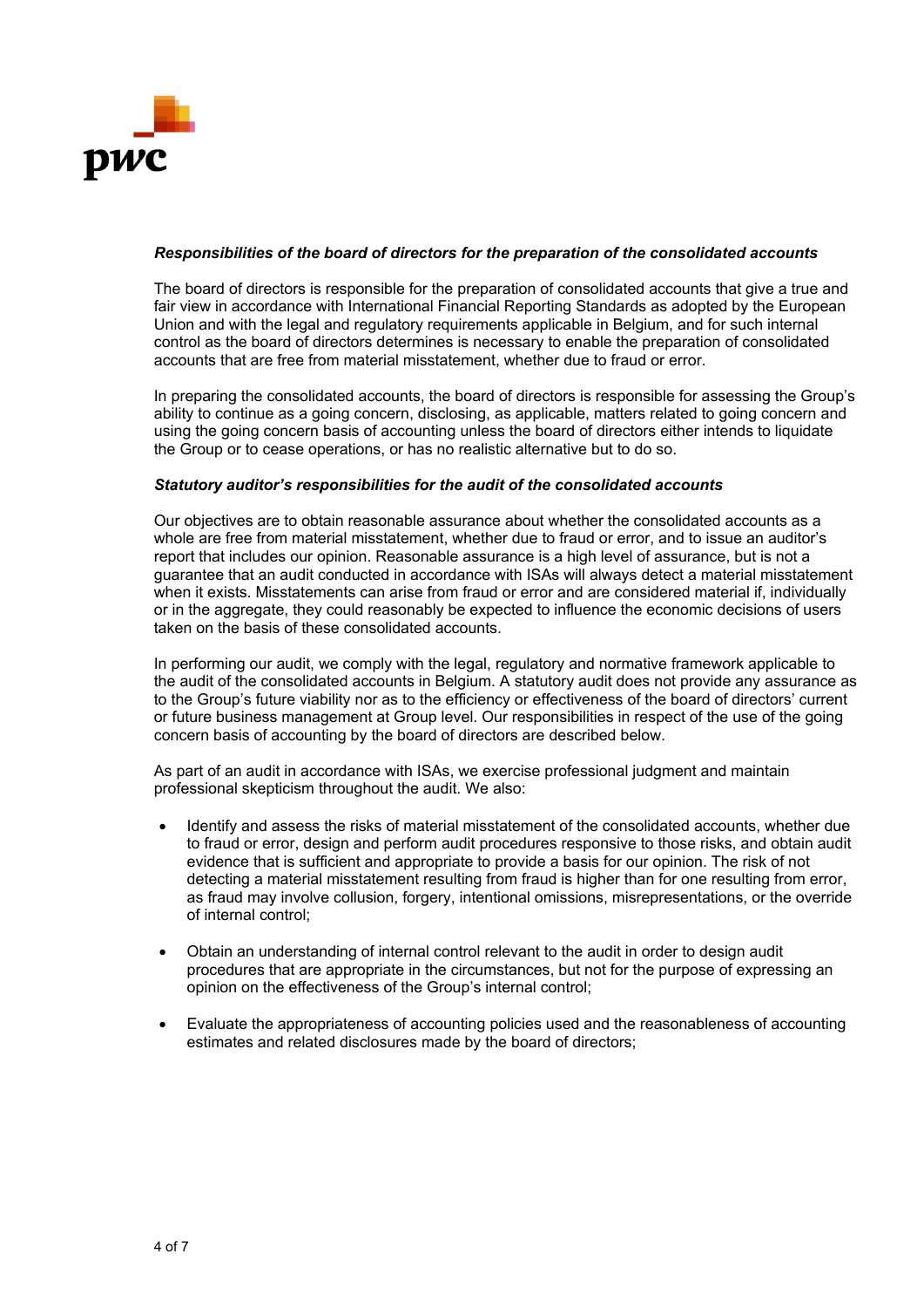***Responsibilities of the board of directors for the preparation of the consolidated accounts***

The board of directors is responsible for the preparation of consolidated accounts that give a true and fair view in accordance with International Financial Reporting Standards as adopted by the European Union and with the legal and regulatory requirements applicable in Belgium, and for such internal control as the board of directors determines is necessary to enable the preparation of consolidated accounts that are free from material misstatement, whether due to fraud or error.

In preparing the consolidated accounts, the board of directors is responsible for assessing the Group's ability to continue as a going concern, disclosing, as applicable, matters related to going concern and using the going concern basis of accounting unless the board of directors either intends to liquidate the Group or to cease operations, or has no realistic alternative but to do so.

***Statutory auditor's responsibilities for the audit of the consolidated accounts***

Our objectives are to obtain reasonable assurance about whether the consolidated accounts as a whole are free from material misstatement, whether due to fraud or error, and to issue an auditor's report that includes our opinion. Reasonable assurance is a high level of assurance, but is not a guarantee that an audit conducted in accordance with ISAs will always detect a material misstatement when it exists. Misstatements can arise from fraud or error and are considered material if, individually or in the aggregate, they could reasonably be expected to influence the economic decisions of users taken on the basis of these consolidated accounts.

In performing our audit, we comply with the legal, regulatory and normative framework applicable to the audit of the consolidated accounts in Belgium. A statutory audit does not provide any assurance as to the Group's future viability nor as to the efficiency or effectiveness of the board of directors' current or future business management at Group level. Our responsibilities in respect of the use of the going concern basis of accounting by the board of directors are described below.

As part of an audit in accordance with ISAs, we exercise professional judgment and maintain professional skepticism throughout the audit. We also:

- Identify and assess the risks of material misstatement of the consolidated accounts, whether due to fraud or error, design and perform audit procedures responsive to those risks, and obtain audit evidence that is sufficient and appropriate to provide a basis for our opinion. The risk of not detecting a material misstatement resulting from fraud is higher than for one resulting from error, as fraud may involve collusion, forgery, intentional omissions, misrepresentations, or the override of internal control;

- Obtain an understanding of internal control relevant to the audit in order to design audit procedures that are appropriate in the circumstances, but not for the purpose of expressing an opinion on the effectiveness of the Group's internal control;

- Evaluate the appropriateness of accounting policies used and the reasonableness of accounting estimates and related disclosures made by the board of directors;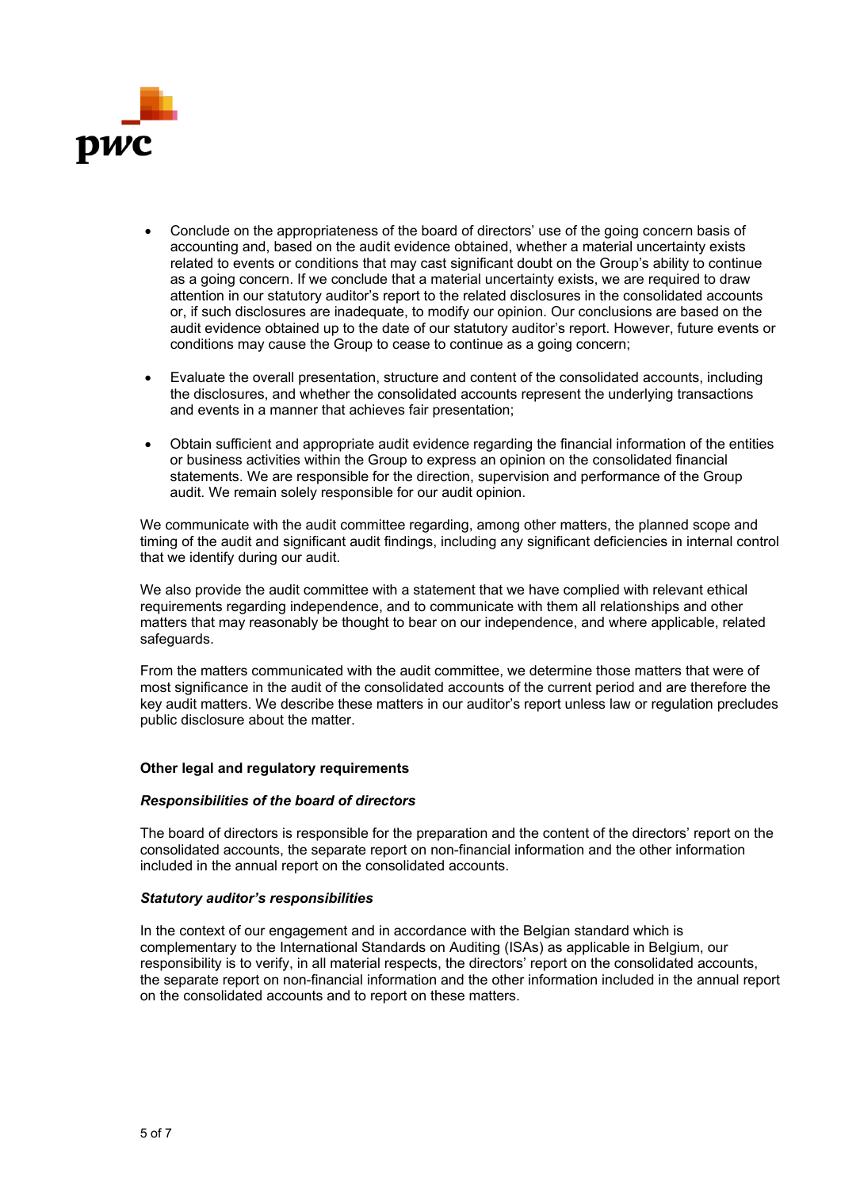- Conclude on the appropriateness of the board of directors' use of the going concern basis of accounting and, based on the audit evidence obtained, whether a material uncertainty exists related to events or conditions that may cast significant doubt on the Group's ability to continue as a going concern. If we conclude that a material uncertainty exists, we are required to draw attention in our statutory auditor's report to the related disclosures in the consolidated accounts or, if such disclosures are inadequate, to modify our opinion. Our conclusions are based on the audit evidence obtained up to the date of our statutory auditor's report. However, future events or conditions may cause the Group to cease to continue as a going concern;

- Evaluate the overall presentation, structure and content of the consolidated accounts, including the disclosures, and whether the consolidated accounts represent the underlying transactions and events in a manner that achieves fair presentation;

- Obtain sufficient and appropriate audit evidence regarding the financial information of the entities or business activities within the Group to express an opinion on the consolidated financial statements. We are responsible for the direction, supervision and performance of the Group audit. We remain solely responsible for our audit opinion.

We communicate with the audit committee regarding, among other matters, the planned scope and timing of the audit and significant audit findings, including any significant deficiencies in internal control that we identify during our audit.

We also provide the audit committee with a statement that we have complied with relevant ethical requirements regarding independence, and to communicate with them all relationships and other matters that may reasonably be thought to bear on our independence, and where applicable, related safeguards.

From the matters communicated with the audit committee, we determine those matters that were of most significance in the audit of the consolidated accounts of the current period and are therefore the key audit matters. We describe these matters in our auditor's report unless law or regulation precludes public disclosure about the matter.

## Other legal and regulatory requirements

### *Responsibilities of the board of directors*

The board of directors is responsible for the preparation and the content of the directors' report on the consolidated accounts, the separate report on non-financial information and the other information included in the annual report on the consolidated accounts.

### *Statutory auditor's responsibilities*

In the context of our engagement and in accordance with the Belgian standard which is complementary to the International Standards on Auditing (ISAs) as applicable in Belgium, our responsibility is to verify, in all material respects, the directors' report on the consolidated accounts, the separate report on non-financial information and the other information included in the annual report on the consolidated accounts and to report on these matters.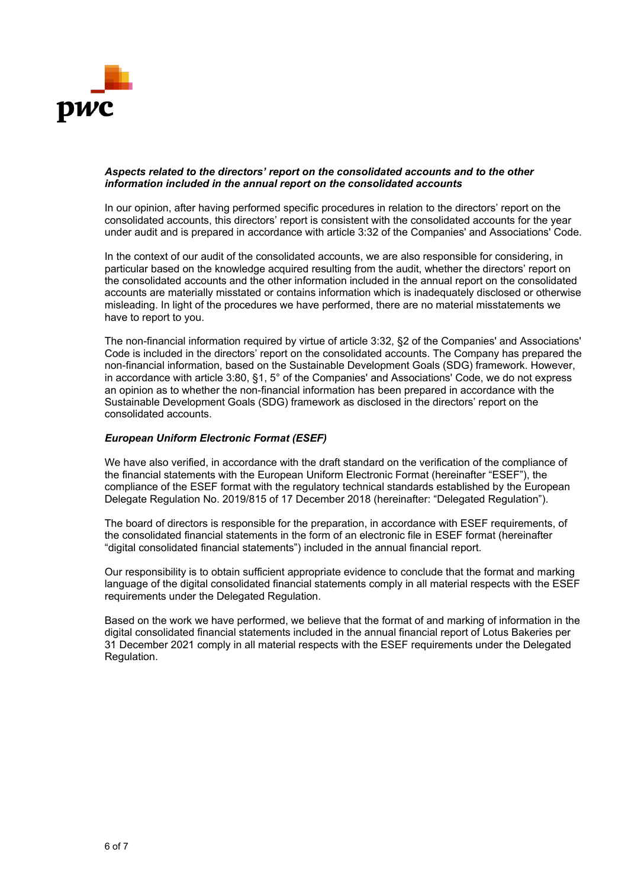***Aspects related to the directors' report on the consolidated accounts and to the other information included in the annual report on the consolidated accounts***

In our opinion, after having performed specific procedures in relation to the directors' report on the consolidated accounts, this directors' report is consistent with the consolidated accounts for the year under audit and is prepared in accordance with article 3:32 of the Companies' and Associations' Code.

In the context of our audit of the consolidated accounts, we are also responsible for considering, in particular based on the knowledge acquired resulting from the audit, whether the directors' report on the consolidated accounts and the other information included in the annual report on the consolidated accounts are materially misstated or contains information which is inadequately disclosed or otherwise misleading. In light of the procedures we have performed, there are no material misstatements we have to report to you.

The non-financial information required by virtue of article 3:32, §2 of the Companies' and Associations' Code is included in the directors' report on the consolidated accounts. The Company has prepared the non-financial information, based on the Sustainable Development Goals (SDG) framework. However, in accordance with article 3:80, §1, 5° of the Companies' and Associations' Code, we do not express an opinion as to whether the non-financial information has been prepared in accordance with the Sustainable Development Goals (SDG) framework as disclosed in the directors' report on the consolidated accounts.

***European Uniform Electronic Format (ESEF)***

We have also verified, in accordance with the draft standard on the verification of the compliance of the financial statements with the European Uniform Electronic Format (hereinafter "ESEF"), the compliance of the ESEF format with the regulatory technical standards established by the European Delegate Regulation No. 2019/815 of 17 December 2018 (hereinafter: "Delegated Regulation").

The board of directors is responsible for the preparation, in accordance with ESEF requirements, of the consolidated financial statements in the form of an electronic file in ESEF format (hereinafter "digital consolidated financial statements") included in the annual financial report.

Our responsibility is to obtain sufficient appropriate evidence to conclude that the format and marking language of the digital consolidated financial statements comply in all material respects with the ESEF requirements under the Delegated Regulation.

Based on the work we have performed, we believe that the format of and marking of information in the digital consolidated financial statements included in the annual financial report of Lotus Bakeries per 31 December 2021 comply in all material respects with the ESEF requirements under the Delegated Regulation.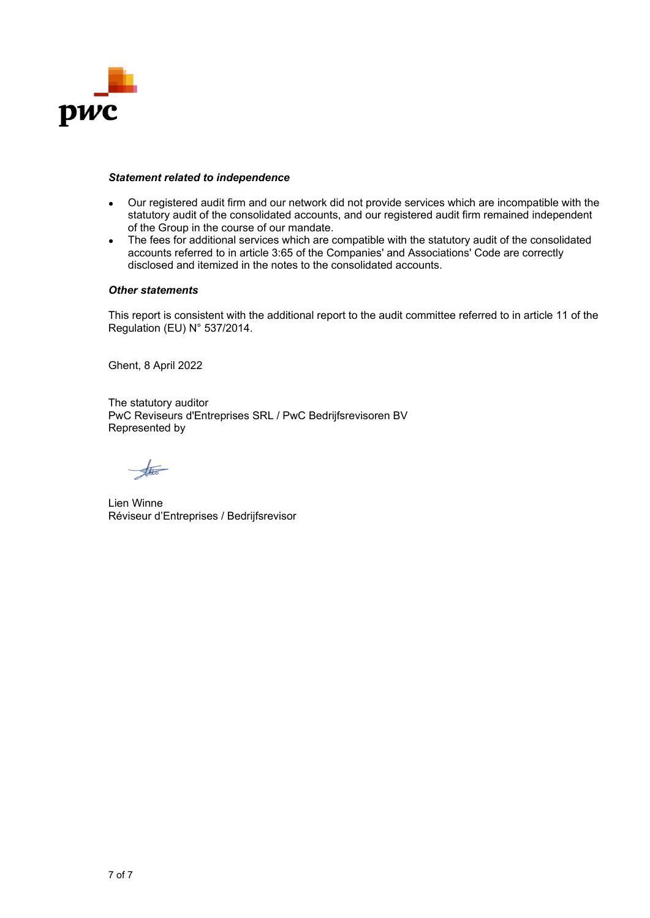***Statement related to independence***

- Our registered audit firm and our network did not provide services which are incompatible with the statutory audit of the consolidated accounts, and our registered audit firm remained independent of the Group in the course of our mandate.
- The fees for additional services which are compatible with the statutory audit of the consolidated accounts referred to in article 3:65 of the Companies' and Associations' Code are correctly disclosed and itemized in the notes to the consolidated accounts.

***Other statements***

This report is consistent with the additional report to the audit committee referred to in article 11 of the Regulation (EU) N° 537/2014.

Ghent, 8 April 2022

The statutory auditor
PwC Reviseurs d'Entreprises SRL / PwC Bedrijfsrevisoren BV
Represented by

Lien Winne
Réviseur d'Entreprises / Bedrijfsrevisor